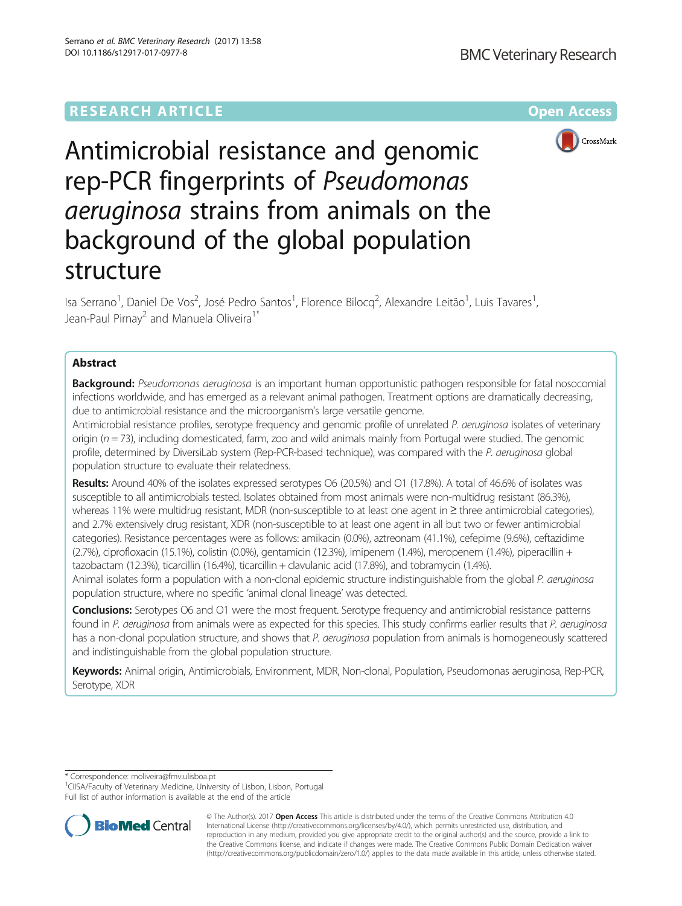RESEARCH ARTICLE

Open Access

# Antimicrobial resistance and genomic rep-PCR fingerprints of *Pseudomonas aeruginosa* strains from animals on the background of the global population structure

Isa Serrano[1], Daniel De Vos[2], José Pedro Santos[1], Florence Bilocq[2], Alexandre Leitão[1], Luis Tavares[1], Jean-Paul Pirnay[2] and Manuela Oliveira[1*]

## Abstract

**Background:** *Pseudomonas aeruginosa* is an important human opportunistic pathogen responsible for fatal nosocomial infections worldwide, and has emerged as a relevant animal pathogen. Treatment options are dramatically decreasing, due to antimicrobial resistance and the microorganism's large versatile genome.

Antimicrobial resistance profiles, serotype frequency and genomic profile of unrelated *P. aeruginosa* isolates of veterinary origin (*n* = 73), including domesticated, farm, zoo and wild animals mainly from Portugal were studied. The genomic profile, determined by DiversiLab system (Rep-PCR-based technique), was compared with the *P. aeruginosa* global population structure to evaluate their relatedness.

**Results:** Around 40% of the isolates expressed serotypes O6 (20.5%) and O1 (17.8%). A total of 46.6% of isolates was susceptible to all antimicrobials tested. Isolates obtained from most animals were non-multidrug resistant (86.3%), whereas 11% were multidrug resistant, MDR (non-susceptible to at least one agent in ≥ three antimicrobial categories), and 2.7% extensively drug resistant, XDR (non-susceptible to at least one agent in all but two or fewer antimicrobial categories). Resistance percentages were as follows: amikacin (0.0%), aztreonam (41.1%), cefepime (9.6%), ceftazidime (2.7%), ciprofloxacin (15.1%), colistin (0.0%), gentamicin (12.3%), imipenem (1.4%), meropenem (1.4%), piperacillin + tazobactam (12.3%), ticarcillin (16.4%), ticarcillin + clavulanic acid (17.8%), and tobramycin (1.4%).

Animal isolates form a population with a non-clonal epidemic structure indistinguishable from the global *P. aeruginosa* population structure, where no specific 'animal clonal lineage' was detected.

**Conclusions:** Serotypes O6 and O1 were the most frequent. Serotype frequency and antimicrobial resistance patterns found in *P. aeruginosa* from animals were as expected for this species. This study confirms earlier results that *P. aeruginosa* has a non-clonal population structure, and shows that *P. aeruginosa* population from animals is homogeneously scattered and indistinguishable from the global population structure.

**Keywords:** Animal origin, Antimicrobials, Environment, MDR, Non-clonal, Population, Pseudomonas aeruginosa, Rep-PCR, Serotype, XDR

\* Correspondence: moliveira@fmv.ulisboa.pt

[1]CIISA/Faculty of Veterinary Medicine, University of Lisbon, Lisbon, Portugal

Full list of author information is available at the end of the article

© The Author(s). 2017 **Open Access** This article is distributed under the terms of the Creative Commons Attribution 4.0 International License (http://creativecommons.org/licenses/by/4.0/), which permits unrestricted use, distribution, and reproduction in any medium, provided you give appropriate credit to the original author(s) and the source, provide a link to the Creative Commons license, and indicate if changes were made. The Creative Commons Public Domain Dedication waiver (http://creativecommons.org/publicdomain/zero/1.0/) applies to the data made available in this article, unless otherwise stated.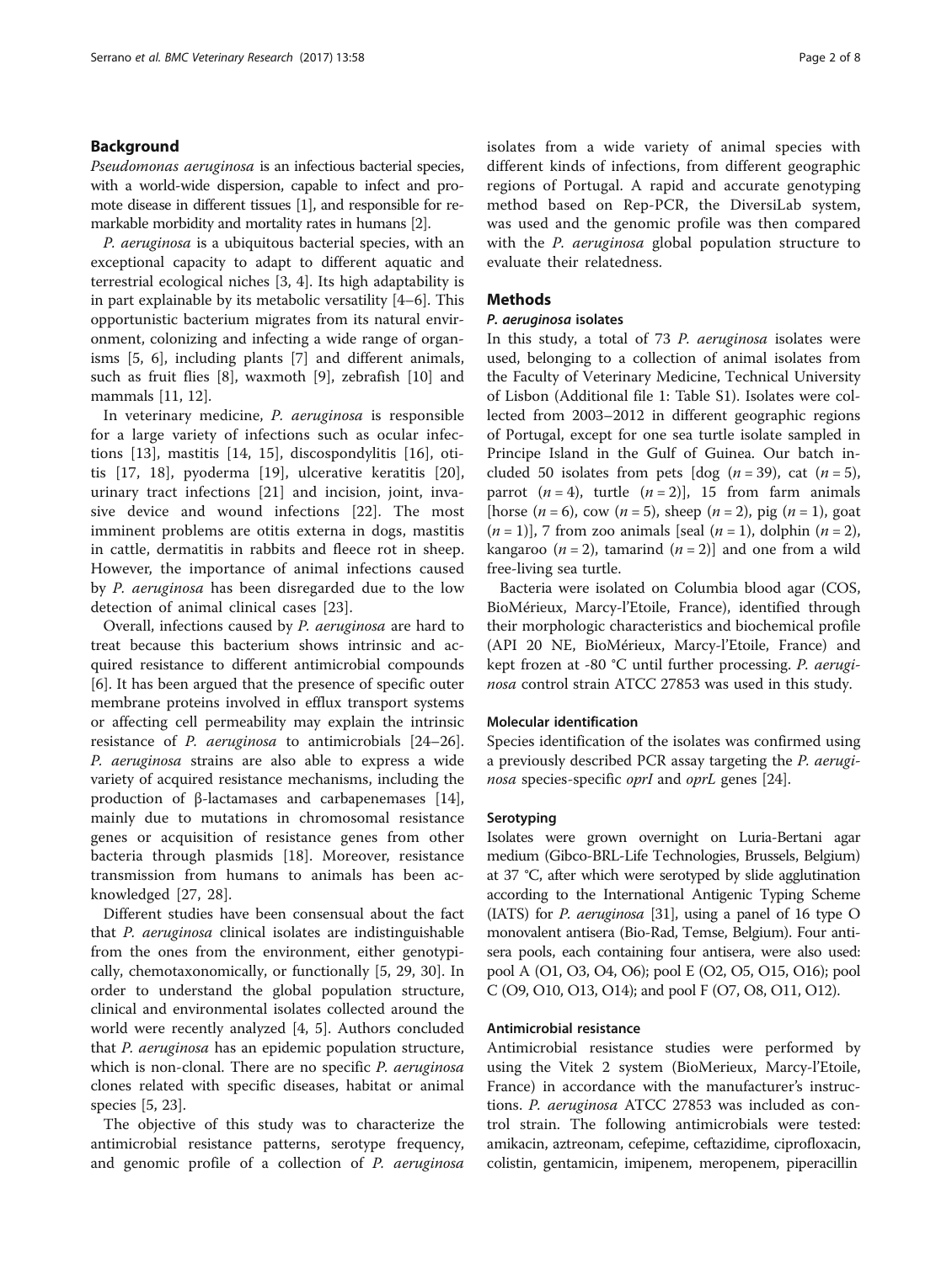## Background

*Pseudomonas aeruginosa* is an infectious bacterial species, with a world-wide dispersion, capable to infect and promote disease in different tissues [1], and responsible for remarkable morbidity and mortality rates in humans [2].

*P. aeruginosa* is a ubiquitous bacterial species, with an exceptional capacity to adapt to different aquatic and terrestrial ecological niches [3, 4]. Its high adaptability is in part explainable by its metabolic versatility [4–6]. This opportunistic bacterium migrates from its natural environment, colonizing and infecting a wide range of organisms [5, 6], including plants [7] and different animals, such as fruit flies [8], waxmoth [9], zebrafish [10] and mammals [11, 12].

In veterinary medicine, *P. aeruginosa* is responsible for a large variety of infections such as ocular infections [13], mastitis [14, 15], discospondylitis [16], otitis [17, 18], pyoderma [19], ulcerative keratitis [20], urinary tract infections [21] and incision, joint, invasive device and wound infections [22]. The most imminent problems are otitis externa in dogs, mastitis in cattle, dermatitis in rabbits and fleece rot in sheep. However, the importance of animal infections caused by *P. aeruginosa* has been disregarded due to the low detection of animal clinical cases [23].

Overall, infections caused by *P. aeruginosa* are hard to treat because this bacterium shows intrinsic and acquired resistance to different antimicrobial compounds [6]. It has been argued that the presence of specific outer membrane proteins involved in efflux transport systems or affecting cell permeability may explain the intrinsic resistance of *P. aeruginosa* to antimicrobials [24–26]. *P. aeruginosa* strains are also able to express a wide variety of acquired resistance mechanisms, including the production of β-lactamases and carbapenemases [14], mainly due to mutations in chromosomal resistance genes or acquisition of resistance genes from other bacteria through plasmids [18]. Moreover, resistance transmission from humans to animals has been acknowledged [27, 28].

Different studies have been consensual about the fact that *P. aeruginosa* clinical isolates are indistinguishable from the ones from the environment, either genotypically, chemotaxonomically, or functionally [5, 29, 30]. In order to understand the global population structure, clinical and environmental isolates collected around the world were recently analyzed [4, 5]. Authors concluded that *P. aeruginosa* has an epidemic population structure, which is non-clonal. There are no specific *P. aeruginosa* clones related with specific diseases, habitat or animal species [5, 23].

The objective of this study was to characterize the antimicrobial resistance patterns, serotype frequency, and genomic profile of a collection of *P. aeruginosa* isolates from a wide variety of animal species with different kinds of infections, from different geographic regions of Portugal. A rapid and accurate genotyping method based on Rep-PCR, the DiversiLab system, was used and the genomic profile was then compared with the *P. aeruginosa* global population structure to evaluate their relatedness.

## Methods

### *P. aeruginosa* isolates

In this study, a total of 73 *P. aeruginosa* isolates were used, belonging to a collection of animal isolates from the Faculty of Veterinary Medicine, Technical University of Lisbon (Additional file 1: Table S1). Isolates were collected from 2003–2012 in different geographic regions of Portugal, except for one sea turtle isolate sampled in Principe Island in the Gulf of Guinea. Our batch included 50 isolates from pets [dog ($n = 39$), cat ($n = 5$), parrot ($n = 4$), turtle ($n = 2$)], 15 from farm animals [horse ($n = 6$), cow ($n = 5$), sheep ($n = 2$), pig ($n = 1$), goat ($n = 1$)], 7 from zoo animals [seal ($n = 1$), dolphin ($n = 2$), kangaroo ($n = 2$), tamarind ($n = 2$)] and one from a wild free-living sea turtle.

Bacteria were isolated on Columbia blood agar (COS, BioMérieux, Marcy-l'Etoile, France), identified through their morphologic characteristics and biochemical profile (API 20 NE, BioMérieux, Marcy-l'Etoile, France) and kept frozen at -80 °C until further processing. *P. aeruginosa* control strain ATCC 27853 was used in this study.

### Molecular identification

Species identification of the isolates was confirmed using a previously described PCR assay targeting the *P. aeruginosa* species-specific *oprI* and *oprL* genes [24].

### Serotyping

Isolates were grown overnight on Luria-Bertani agar medium (Gibco-BRL-Life Technologies, Brussels, Belgium) at 37 °C, after which were serotyped by slide agglutination according to the International Antigenic Typing Scheme (IATS) for *P. aeruginosa* [31], using a panel of 16 type O monovalent antisera (Bio-Rad, Temse, Belgium). Four antisera pools, each containing four antisera, were also used: pool A (O1, O3, O4, O6); pool E (O2, O5, O15, O16); pool C (O9, O10, O13, O14); and pool F (O7, O8, O11, O12).

### Antimicrobial resistance

Antimicrobial resistance studies were performed by using the Vitek 2 system (BioMerieux, Marcy-l'Etoile, France) in accordance with the manufacturer's instructions. *P. aeruginosa* ATCC 27853 was included as control strain. The following antimicrobials were tested: amikacin, aztreonam, cefepime, ceftazidime, ciprofloxacin, colistin, gentamicin, imipenem, meropenem, piperacillin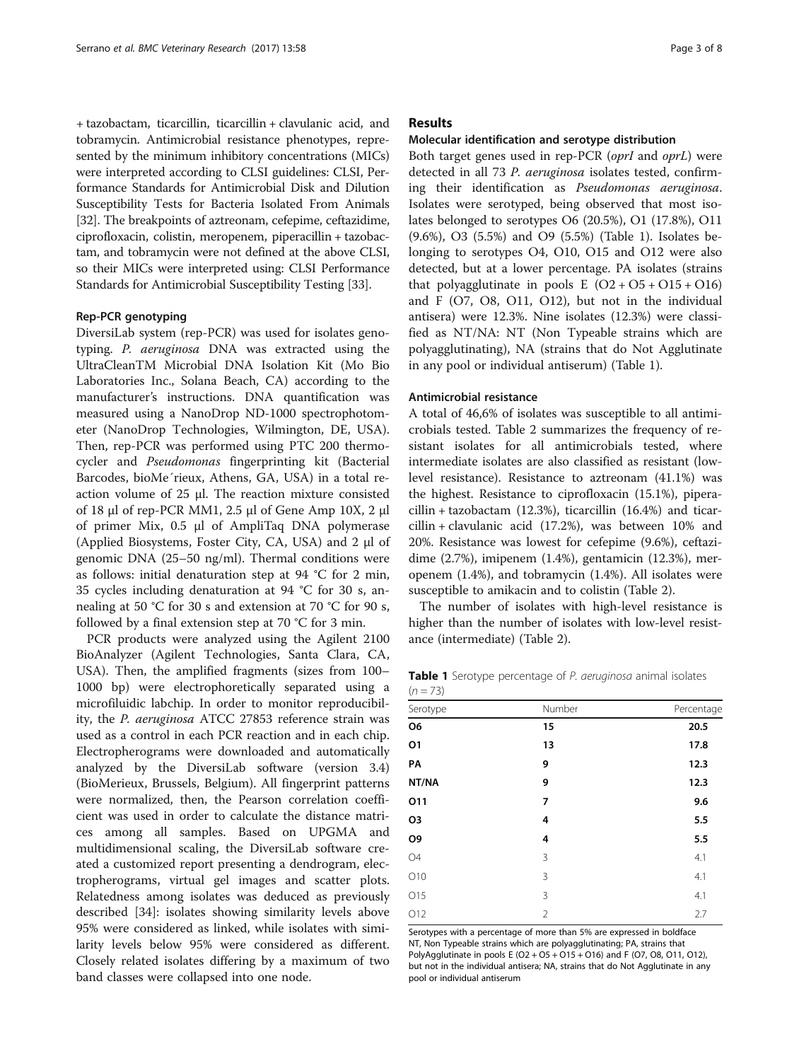+ tazobactam, ticarcillin, ticarcillin + clavulanic acid, and tobramycin. Antimicrobial resistance phenotypes, represented by the minimum inhibitory concentrations (MICs) were interpreted according to CLSI guidelines: CLSI, Performance Standards for Antimicrobial Disk and Dilution Susceptibility Tests for Bacteria Isolated From Animals [32]. The breakpoints of aztreonam, cefepime, ceftazidime, ciprofloxacin, colistin, meropenem, piperacillin + tazobactam, and tobramycin were not defined at the above CLSI, so their MICs were interpreted using: CLSI Performance Standards for Antimicrobial Susceptibility Testing [33].

### Rep-PCR genotyping

DiversiLab system (rep-PCR) was used for isolates genotyping. *P. aeruginosa* DNA was extracted using the UltraCleanTM Microbial DNA Isolation Kit (Mo Bio Laboratories Inc., Solana Beach, CA) according to the manufacturer's instructions. DNA quantification was measured using a NanoDrop ND-1000 spectrophotometer (NanoDrop Technologies, Wilmington, DE, USA). Then, rep-PCR was performed using PTC 200 thermocycler and *Pseudomonas* fingerprinting kit (Bacterial Barcodes, bioMe´rieux, Athens, GA, USA) in a total reaction volume of 25 μl. The reaction mixture consisted of 18 μl of rep-PCR MM1, 2.5 μl of Gene Amp 10X, 2 μl of primer Mix, 0.5 μl of AmpliTaq DNA polymerase (Applied Biosystems, Foster City, CA, USA) and 2 μl of genomic DNA (25–50 ng/ml). Thermal conditions were as follows: initial denaturation step at 94 °C for 2 min, 35 cycles including denaturation at 94 °C for 30 s, annealing at 50 °C for 30 s and extension at 70 °C for 90 s, followed by a final extension step at 70 °C for 3 min.

PCR products were analyzed using the Agilent 2100 BioAnalyzer (Agilent Technologies, Santa Clara, CA, USA). Then, the amplified fragments (sizes from 100–1000 bp) were electrophoretically separated using a microfiluidic labchip. In order to monitor reproducibility, the *P. aeruginosa* ATCC 27853 reference strain was used as a control in each PCR reaction and in each chip. Electropherograms were downloaded and automatically analyzed by the DiversiLab software (version 3.4) (BioMerieux, Brussels, Belgium). All fingerprint patterns were normalized, then, the Pearson correlation coefficient was used in order to calculate the distance matrices among all samples. Based on UPGMA and multidimensional scaling, the DiversiLab software created a customized report presenting a dendrogram, electropherograms, virtual gel images and scatter plots. Relatedness among isolates was deduced as previously described [34]: isolates showing similarity levels above 95% were considered as linked, while isolates with similarity levels below 95% were considered as different. Closely related isolates differing by a maximum of two band classes were collapsed into one node.

## Results

### Molecular identification and serotype distribution

Both target genes used in rep-PCR (*oprI* and *oprL*) were detected in all 73 *P. aeruginosa* isolates tested, confirming their identification as *Pseudomonas aeruginosa*. Isolates were serotyped, being observed that most isolates belonged to serotypes O6 (20.5%), O1 (17.8%), O11 (9.6%), O3 (5.5%) and O9 (5.5%) (Table 1). Isolates belonging to serotypes O4, O10, O15 and O12 were also detected, but at a lower percentage. PA isolates (strains that polyagglutinate in pools E (O2 + O5 + O15 + O16) and F (O7, O8, O11, O12), but not in the individual antisera) were 12.3%. Nine isolates (12.3%) were classified as NT/NA: NT (Non Typeable strains which are polyagglutinating), NA (strains that do Not Agglutinate in any pool or individual antiserum) (Table 1).

### Antimicrobial resistance

A total of 46,6% of isolates was susceptible to all antimicrobials tested. Table 2 summarizes the frequency of resistant isolates for all antimicrobials tested, where intermediate isolates are also classified as resistant (low-level resistance). Resistance to aztreonam (41.1%) was the highest. Resistance to ciprofloxacin (15.1%), piperacillin + tazobactam (12.3%), ticarcillin (16.4%) and ticarcillin + clavulanic acid (17.2%), was between 10% and 20%. Resistance was lowest for cefepime (9.6%), ceftazidime (2.7%), imipenem (1.4%), gentamicin (12.3%), meropenem (1.4%), and tobramycin (1.4%). All isolates were susceptible to amikacin and to colistin (Table 2).

The number of isolates with high-level resistance is higher than the number of isolates with low-level resistance (intermediate) (Table 2).

**Table 1** Serotype percentage of *P. aeruginosa* animal isolates ($n = 73$)

| Serotype | Number | Percentage |
|---|---|---|
| **O6** | **15** | **20.5** |
| **O1** | **13** | **17.8** |
| **PA** | **9** | **12.3** |
| **NT/NA** | **9** | **12.3** |
| **O11** | **7** | **9.6** |
| **O3** | **4** | **5.5** |
| **O9** | **4** | **5.5** |
| O4 | 3 | 4.1 |
| O10 | 3 | 4.1 |
| O15 | 3 | 4.1 |
| O12 | 2 | 2.7 |

Serotypes with a percentage of more than 5% are expressed in boldface
NT, Non Typeable strains which are polyagglutinating; PA, strains that PolyAgglutinate in pools E (O2 + O5 + O15 + O16) and F (O7, O8, O11, O12), but not in the individual antisera; NA, strains that do Not Agglutinate in any pool or individual antiserum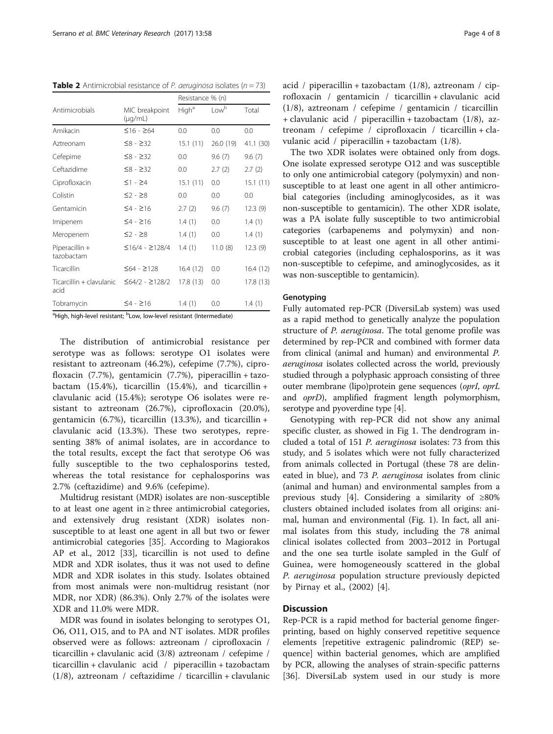**Table 2** Antimicrobial resistance of *P. aeruginosa* isolates ($n = 73$)

| Antimicrobials | MIC breakpoint (μg/mL) | Resistance % (n) | | |
|---|---|---|---|---|
| | | High[a] | Low[b] | Total |
| Amikacin | ≤16 - ≥64 | 0.0 | 0.0 | 0.0 |
| Aztreonam | ≤8 - ≥32 | 15.1 (11) | 26.0 (19) | 41.1 (30) |
| Cefepime | ≤8 - ≥32 | 0.0 | 9.6 (7) | 9.6 (7) |
| Ceftazidime | ≤8 - ≥32 | 0.0 | 2.7 (2) | 2.7 (2) |
| Ciprofloxacin | ≤1 - ≥4 | 15.1 (11) | 0.0 | 15.1 (11) |
| Colistin | ≤2 - ≥8 | 0.0 | 0.0 | 0.0 |
| Gentamicin | ≤4 - ≥16 | 2.7 (2) | 9.6 (7) | 12.3 (9) |
| Imipenem | ≤4 - ≥16 | 1.4 (1) | 0.0 | 1.4 (1) |
| Meropenem | ≤2 - ≥8 | 1.4 (1) | 0.0 | 1.4 (1) |
| Piperacillin + tazobactam | ≤16/4 - ≥128/4 | 1.4 (1) | 11.0 (8) | 12.3 (9) |
| Ticarcillin | ≤64 - ≥128 | 16.4 (12) | 0.0 | 16.4 (12) |
| Ticarcillin + clavulanic acid | ≤64/2 - ≥128/2 | 17.8 (13) | 0.0 | 17.8 (13) |
| Tobramycin | ≤4 - ≥16 | 1.4 (1) | 0.0 | 1.4 (1) |

[a]High, high-level resistant; [b]Low, low-level resistant (Intermediate)

The distribution of antimicrobial resistance per serotype was as follows: serotype O1 isolates were resistant to aztreonam (46.2%), cefepime (7.7%), ciprofloxacin (7.7%), gentamicin (7.7%), piperacillin + tazobactam (15.4%), ticarcillin (15.4%), and ticarcillin + clavulanic acid (15.4%); serotype O6 isolates were resistant to aztreonam (26.7%), ciprofloxacin (20.0%), gentamicin (6.7%), ticarcillin (13.3%), and ticarcillin + clavulanic acid (13.3%). These two serotypes, representing 38% of animal isolates, are in accordance to the total results, except the fact that serotype O6 was fully susceptible to the two cephalosporins tested, whereas the total resistance for cephalosporins was 2.7% (ceftazidime) and 9.6% (cefepime).

Multidrug resistant (MDR) isolates are non-susceptible to at least one agent in ≥ three antimicrobial categories, and extensively drug resistant (XDR) isolates non-susceptible to at least one agent in all but two or fewer antimicrobial categories [35]. According to Magiorakos AP et al., 2012 [33], ticarcillin is not used to define MDR and XDR isolates, thus it was not used to define MDR and XDR isolates in this study. Isolates obtained from most animals were non-multidrug resistant (nor MDR, nor XDR) (86.3%). Only 2.7% of the isolates were XDR and 11.0% were MDR.

MDR was found in isolates belonging to serotypes O1, O6, O11, O15, and to PA and NT isolates. MDR profiles observed were as follows: aztreonam / ciprofloxacin / ticarcillin + clavulanic acid (3/8) aztreonam / cefepime / ticarcillin + clavulanic acid / piperacillin + tazobactam (1/8), aztreonam / ceftazidime / ticarcillin + clavulanic acid / piperacillin + tazobactam (1/8), aztreonam / ciprofloxacin / gentamicin / ticarcillin + clavulanic acid (1/8), aztreonam / cefepime / gentamicin / ticarcillin + clavulanic acid / piperacillin + tazobactam (1/8), aztreonam / cefepime / ciprofloxacin / ticarcillin + clavulanic acid / piperacillin + tazobactam (1/8).

The two XDR isolates were obtained only from dogs. One isolate expressed serotype O12 and was susceptible to only one antimicrobial category (polymyxin) and non-susceptible to at least one agent in all other antimicrobial categories (including aminoglycosides, as it was non-susceptible to gentamicin). The other XDR isolate, was a PA isolate fully susceptible to two antimicrobial categories (carbapenems and polymyxin) and non-susceptible to at least one agent in all other antimicrobial categories (including cephalosporins, as it was non-susceptible to cefepime, and aminoglycosides, as it was non-susceptible to gentamicin).

### Genotyping

Fully automated rep-PCR (DiversiLab system) was used as a rapid method to genetically analyze the population structure of *P. aeruginosa*. The total genome profile was determined by rep-PCR and combined with former data from clinical (animal and human) and environmental *P. aeruginosa* isolates collected across the world, previously studied through a polyphasic approach consisting of three outer membrane (lipo)protein gene sequences (*oprI*, *oprL* and *oprD*), amplified fragment length polymorphism, serotype and pyoverdine type [4].

Genotyping with rep-PCR did not show any animal specific cluster, as showed in Fig 1. The dendrogram included a total of 151 *P. aeruginosa* isolates: 73 from this study, and 5 isolates which were not fully characterized from animals collected in Portugal (these 78 are delineated in blue), and 73 *P. aeruginosa* isolates from clinic (animal and human) and environmental samples from a previous study [4]. Considering a similarity of ≥80% clusters obtained included isolates from all origins: animal, human and environmental (Fig. 1). In fact, all animal isolates from this study, including the 78 animal clinical isolates collected from 2003–2012 in Portugal and the one sea turtle isolate sampled in the Gulf of Guinea, were homogeneously scattered in the global *P. aeruginosa* population structure previously depicted by Pirnay et al., (2002) [4].

## Discussion

Rep-PCR is a rapid method for bacterial genome fingerprinting, based on highly conserved repetitive sequence elements [repetitive extragenic palindromic (REP) sequence] within bacterial genomes, which are amplified by PCR, allowing the analyses of strain-specific patterns [36]. DiversiLab system used in our study is more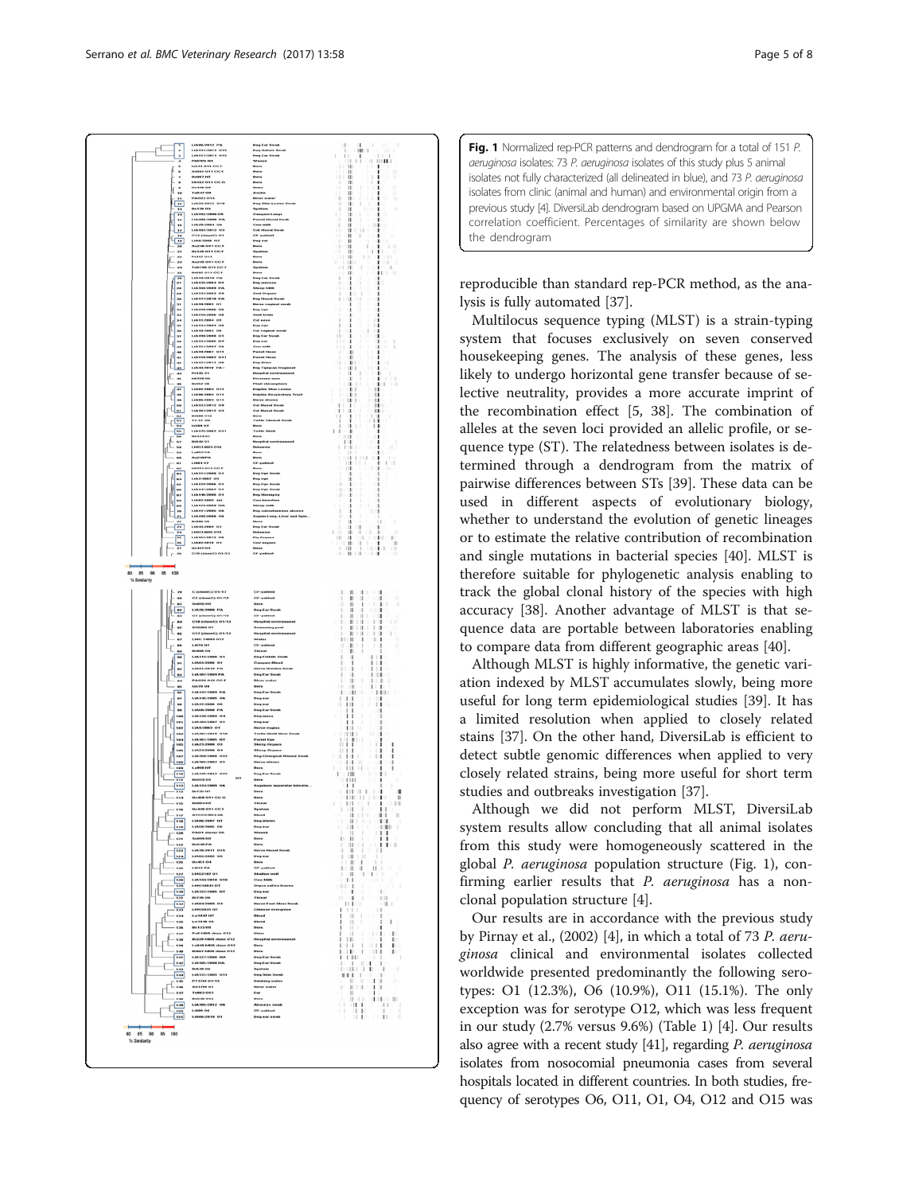**Fig. 1** Normalized rep-PCR patterns and dendrogram for a total of 151 *P. aeruginosa* isolates: 73 *P. aeruginosa* isolates of this study plus 5 animal isolates not fully characterized (all delineated in blue), and 73 *P. aeruginosa* isolates from clinic (animal and human) and environmental origin from a previous study [4]. DiversiLab dendrogram based on UPGMA and Pearson correlation coefficient. Percentages of similarity are shown below the dendrogram

reproducible than standard rep-PCR method, as the analysis is fully automated [37].

Multilocus sequence typing (MLST) is a strain-typing system that focuses exclusively on seven conserved housekeeping genes. The analysis of these genes, less likely to undergo horizontal gene transfer because of selective neutrality, provides a more accurate imprint of the recombination effect [5, 38]. The combination of alleles at the seven loci provided an allelic profile, or sequence type (ST). The relatedness between isolates is determined through a dendrogram from the matrix of pairwise differences between STs [39]. These data can be used in different aspects of evolutionary biology, whether to understand the evolution of genetic lineages or to estimate the relative contribution of recombination and single mutations in bacterial species [40]. MLST is therefore suitable for phylogenetic analysis enabling to track the global clonal history of the species with high accuracy [38]. Another advantage of MLST is that sequence data are portable between laboratories enabling to compare data from different geographic areas [40].

Although MLST is highly informative, the genetic variation indexed by MLST accumulates slowly, being more useful for long term epidemiological studies [39]. It has a limited resolution when applied to closely related stains [37]. On the other hand, DiversiLab is efficient to detect subtle genomic differences when applied to very closely related strains, being more useful for short term studies and outbreaks investigation [37].

Although we did not perform MLST, DiversiLab system results allow concluding that all animal isolates from this study were homogeneously scattered in the global *P. aeruginosa* population structure (Fig. 1), confirming earlier results that *P. aeruginosa* has a nonclonal population structure [4].

Our results are in accordance with the previous study by Pirnay et al., (2002) [4], in which a total of 73 *P. aeruginosa* clinical and environmental isolates collected worldwide presented predominantly the following serotypes: O1 (12.3%), O6 (10.9%), O11 (15.1%). The only exception was for serotype O12, which was less frequent in our study (2.7% versus 9.6%) (Table 1) [4]. Our results also agree with a recent study [41], regarding *P. aeruginosa* isolates from nosocomial pneumonia cases from several hospitals located in different countries. In both studies, frequency of serotypes O6, O11, O1, O4, O12 and O15 was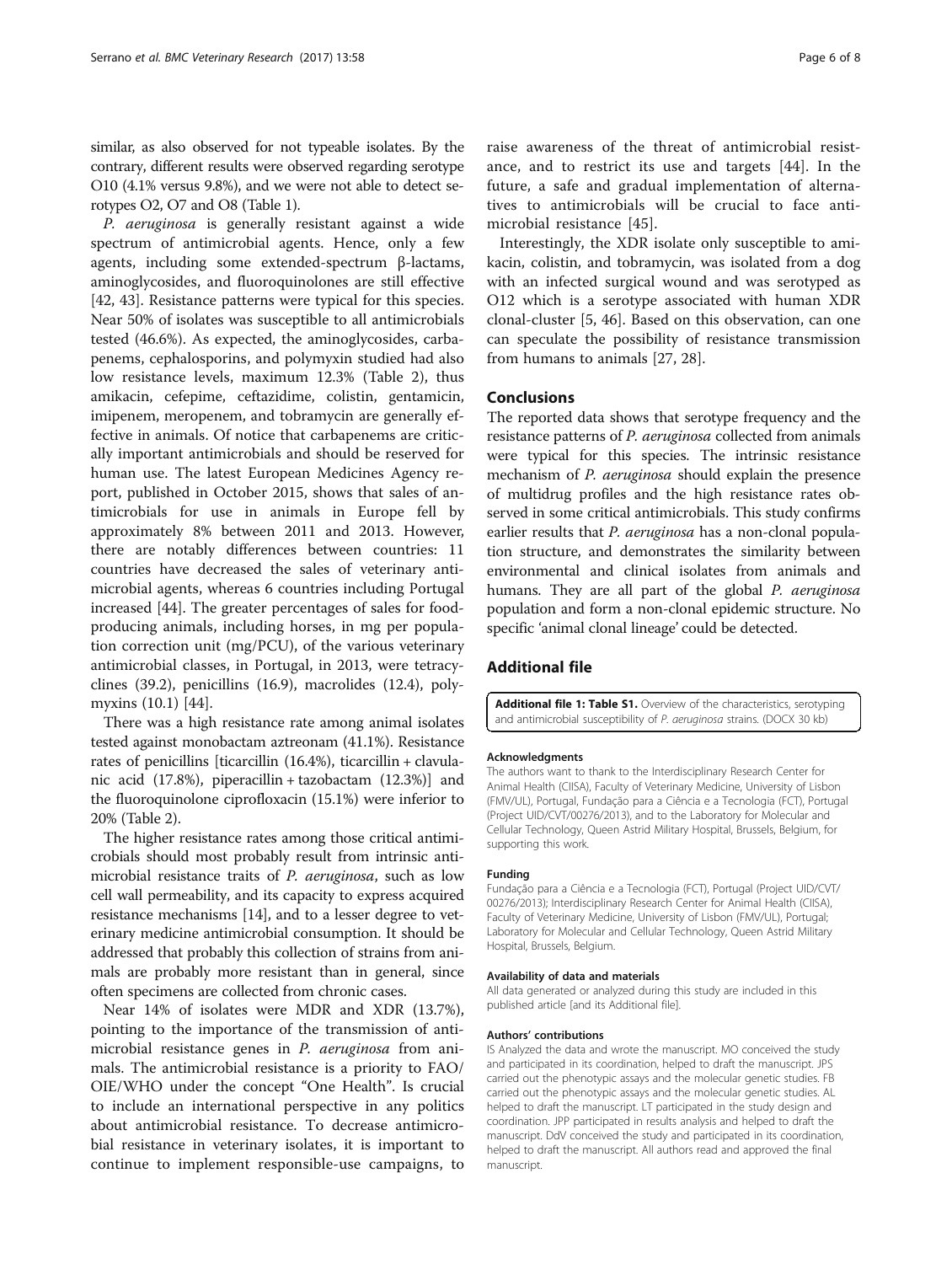similar, as also observed for not typeable isolates. By the contrary, different results were observed regarding serotype O10 (4.1% versus 9.8%), and we were not able to detect serotypes O2, O7 and O8 (Table 1).

*P. aeruginosa* is generally resistant against a wide spectrum of antimicrobial agents. Hence, only a few agents, including some extended-spectrum β-lactams, aminoglycosides, and fluoroquinolones are still effective [42, 43]. Resistance patterns were typical for this species. Near 50% of isolates was susceptible to all antimicrobials tested (46.6%). As expected, the aminoglycosides, carbapenems, cephalosporins, and polymyxin studied had also low resistance levels, maximum 12.3% (Table 2), thus amikacin, cefepime, ceftazidime, colistin, gentamicin, imipenem, meropenem, and tobramycin are generally effective in animals. Of notice that carbapenems are critically important antimicrobials and should be reserved for human use. The latest European Medicines Agency report, published in October 2015, shows that sales of antimicrobials for use in animals in Europe fell by approximately 8% between 2011 and 2013. However, there are notably differences between countries: 11 countries have decreased the sales of veterinary antimicrobial agents, whereas 6 countries including Portugal increased [44]. The greater percentages of sales for food-producing animals, including horses, in mg per population correction unit (mg/PCU), of the various veterinary antimicrobial classes, in Portugal, in 2013, were tetracyclines (39.2), penicillins (16.9), macrolides (12.4), polymyxins (10.1) [44].

There was a high resistance rate among animal isolates tested against monobactam aztreonam (41.1%). Resistance rates of penicillins [ticarcillin (16.4%), ticarcillin + clavulanic acid (17.8%), piperacillin + tazobactam (12.3%)] and the fluoroquinolone ciprofloxacin (15.1%) were inferior to 20% (Table 2).

The higher resistance rates among those critical antimicrobials should most probably result from intrinsic antimicrobial resistance traits of *P. aeruginosa*, such as low cell wall permeability, and its capacity to express acquired resistance mechanisms [14], and to a lesser degree to veterinary medicine antimicrobial consumption. It should be addressed that probably this collection of strains from animals are probably more resistant than in general, since often specimens are collected from chronic cases.

Near 14% of isolates were MDR and XDR (13.7%), pointing to the importance of the transmission of antimicrobial resistance genes in *P. aeruginosa* from animals. The antimicrobial resistance is a priority to FAO/OIE/WHO under the concept "One Health". Is crucial to include an international perspective in any politics about antimicrobial resistance. To decrease antimicrobial resistance in veterinary isolates, it is important to continue to implement responsible-use campaigns, to raise awareness of the threat of antimicrobial resistance, and to restrict its use and targets [44]. In the future, a safe and gradual implementation of alternatives to antimicrobials will be crucial to face antimicrobial resistance [45].

Interestingly, the XDR isolate only susceptible to amikacin, colistin, and tobramycin, was isolated from a dog with an infected surgical wound and was serotyped as O12 which is a serotype associated with human XDR clonal-cluster [5, 46]. Based on this observation, can one can speculate the possibility of resistance transmission from humans to animals [27, 28].

## Conclusions

The reported data shows that serotype frequency and the resistance patterns of *P. aeruginosa* collected from animals were typical for this species. The intrinsic resistance mechanism of *P. aeruginosa* should explain the presence of multidrug profiles and the high resistance rates observed in some critical antimicrobials. This study confirms earlier results that *P. aeruginosa* has a non-clonal population structure, and demonstrates the similarity between environmental and clinical isolates from animals and humans. They are all part of the global *P. aeruginosa* population and form a non-clonal epidemic structure. No specific 'animal clonal lineage' could be detected.

## Additional file

**Additional file 1: Table S1.** Overview of the characteristics, serotyping and antimicrobial susceptibility of *P. aeruginosa* strains. (DOCX 30 kb)

#### Acknowledgments

The authors want to thank to the Interdisciplinary Research Center for Animal Health (CIISA), Faculty of Veterinary Medicine, University of Lisbon (FMV/UL), Portugal, Fundação para a Ciência e a Tecnologia (FCT), Portugal (Project UID/CVT/00276/2013), and to the Laboratory for Molecular and Cellular Technology, Queen Astrid Military Hospital, Brussels, Belgium, for supporting this work.

#### Funding

Fundação para a Ciência e a Tecnologia (FCT), Portugal (Project UID/CVT/00276/2013); Interdisciplinary Research Center for Animal Health (CIISA), Faculty of Veterinary Medicine, University of Lisbon (FMV/UL), Portugal; Laboratory for Molecular and Cellular Technology, Queen Astrid Military Hospital, Brussels, Belgium.

#### Availability of data and materials

All data generated or analyzed during this study are included in this published article [and its Additional file].

#### Authors' contributions

IS Analyzed the data and wrote the manuscript. MO conceived the study and participated in its coordination, helped to draft the manuscript. JPS carried out the phenotypic assays and the molecular genetic studies. FB carried out the phenotypic assays and the molecular genetic studies. AL helped to draft the manuscript. LT participated in the study design and coordination. JPP participated in results analysis and helped to draft the manuscript. DdV conceived the study and participated in its coordination, helped to draft the manuscript. All authors read and approved the final manuscript.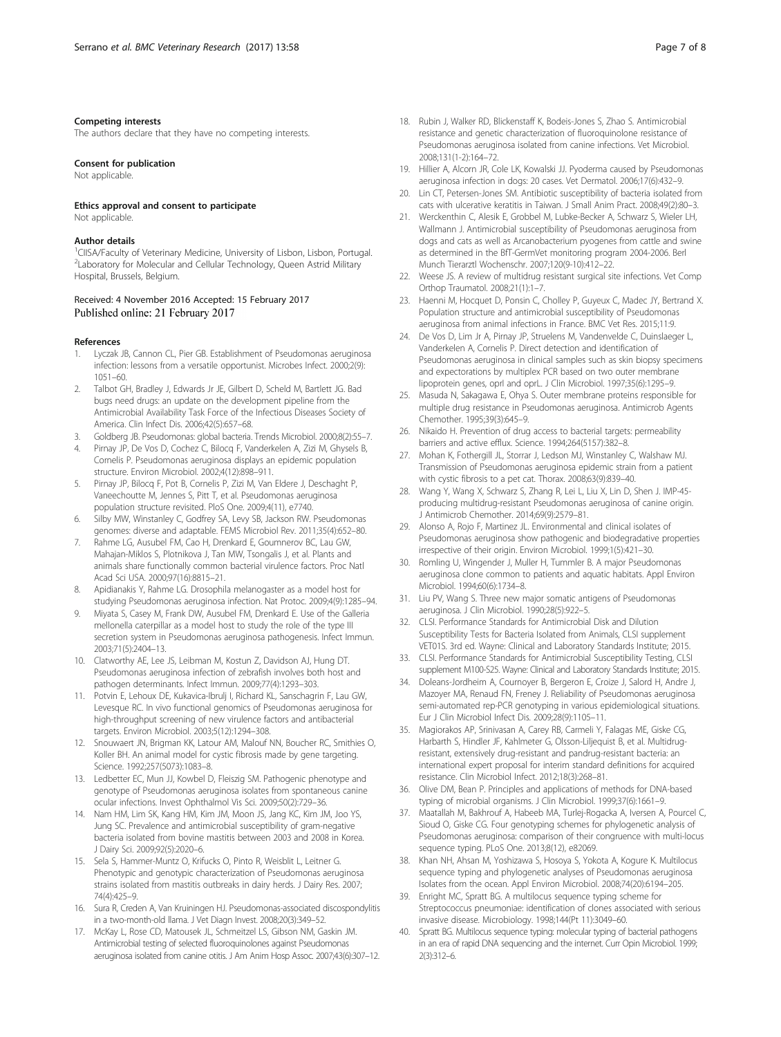#### Competing interests
The authors declare that they have no competing interests.

#### Consent for publication
Not applicable.

#### Ethics approval and consent to participate
Not applicable.

#### Author details
[1]CIISA/Faculty of Veterinary Medicine, University of Lisbon, Lisbon, Portugal. [2]Laboratory for Molecular and Cellular Technology, Queen Astrid Military Hospital, Brussels, Belgium.

Received: 4 November 2016 Accepted: 15 February 2017
Published online: 21 February 2017

#### References
1. Lyczak JB, Cannon CL, Pier GB. Establishment of Pseudomonas aeruginosa infection: lessons from a versatile opportunist. Microbes Infect. 2000;2(9):1051–60.
2. Talbot GH, Bradley J, Edwards Jr JE, Gilbert D, Scheld M, Bartlett JG. Bad bugs need drugs: an update on the development pipeline from the Antimicrobial Availability Task Force of the Infectious Diseases Society of America. Clin Infect Dis. 2006;42(5):657–68.
3. Goldberg JB. Pseudomonas: global bacteria. Trends Microbiol. 2000;8(2):55–7.
4. Pirnay JP, De Vos D, Cochez C, Bilocq F, Vanderkelen A, Zizi M, Ghysels B, Cornelis P. Pseudomonas aeruginosa displays an epidemic population structure. Environ Microbiol. 2002;4(12):898–911.
5. Pirnay JP, Bilocq F, Pot B, Cornelis P, Zizi M, Van Eldere J, Deschaght P, Vaneechoutte M, Jennes S, Pitt T, et al. Pseudomonas aeruginosa population structure revisited. PloS One. 2009;4(11), e7740.
6. Silby MW, Winstanley C, Godfrey SA, Levy SB, Jackson RW. Pseudomonas genomes: diverse and adaptable. FEMS Microbiol Rev. 2011;35(4):652–80.
7. Rahme LG, Ausubel FM, Cao H, Drenkard E, Goumnerov BC, Lau GW, Mahajan-Miklos S, Plotnikova J, Tan MW, Tsongalis J, et al. Plants and animals share functionally common bacterial virulence factors. Proc Natl Acad Sci USA. 2000;97(16):8815–21.
8. Apidianakis Y, Rahme LG. Drosophila melanogaster as a model host for studying Pseudomonas aeruginosa infection. Nat Protoc. 2009;4(9):1285–94.
9. Miyata S, Casey M, Frank DW, Ausubel FM, Drenkard E. Use of the Galleria mellonella caterpillar as a model host to study the role of the type III secretion system in Pseudomonas aeruginosa pathogenesis. Infect Immun. 2003;71(5):2404–13.
10. Clatworthy AE, Lee JS, Leibman M, Kostun Z, Davidson AJ, Hung DT. Pseudomonas aeruginosa infection of zebrafish involves both host and pathogen determinants. Infect Immun. 2009;77(4):1293–303.
11. Potvin E, Lehoux DE, Kukavica-Ibrulj I, Richard KL, Sanschagrin F, Lau GW, Levesque RC. In vivo functional genomics of Pseudomonas aeruginosa for high-throughput screening of new virulence factors and antibacterial targets. Environ Microbiol. 2003;5(12):1294–308.
12. Snouwaert JN, Brigman KK, Latour AM, Malouf NN, Boucher RC, Smithies O, Koller BH. An animal model for cystic fibrosis made by gene targeting. Science. 1992;257(5073):1083–8.
13. Ledbetter EC, Mun JJ, Kowbel D, Fleiszig SM. Pathogenic phenotype and genotype of Pseudomonas aeruginosa isolates from spontaneous canine ocular infections. Invest Ophthalmol Vis Sci. 2009;50(2):729–36.
14. Nam HM, Lim SK, Kang HM, Kim JM, Moon JS, Jang KC, Kim JM, Joo YS, Jung SC. Prevalence and antimicrobial susceptibility of gram-negative bacteria isolated from bovine mastitis between 2003 and 2008 in Korea. J Dairy Sci. 2009;92(5):2020–6.
15. Sela S, Hammer-Muntz O, Krifucks O, Pinto R, Weisblit L, Leitner G. Phenotypic and genotypic characterization of Pseudomonas aeruginosa strains isolated from mastitis outbreaks in dairy herds. J Dairy Res. 2007;74(4):425–9.
16. Sura R, Creden A, Van Kruiningen HJ. Pseudomonas-associated discospondylitis in a two-month-old llama. J Vet Diagn Invest. 2008;20(3):349–52.
17. McKay L, Rose CD, Matousek JL, Schmeitzel LS, Gibson NM, Gaskin JM. Antimicrobial testing of selected fluoroquinolones against Pseudomonas aeruginosa isolated from canine otitis. J Am Anim Hosp Assoc. 2007;43(6):307–12.
18. Rubin J, Walker RD, Blickenstaff K, Bodeis-Jones S, Zhao S. Antimicrobial resistance and genetic characterization of fluoroquinolone resistance of Pseudomonas aeruginosa isolated from canine infections. Vet Microbiol. 2008;131(1-2):164–72.
19. Hillier A, Alcorn JR, Cole LK, Kowalski JJ. Pyoderma caused by Pseudomonas aeruginosa infection in dogs: 20 cases. Vet Dermatol. 2006;17(6):432–9.
20. Lin CT, Petersen-Jones SM. Antibiotic susceptibility of bacteria isolated from cats with ulcerative keratitis in Taiwan. J Small Anim Pract. 2008;49(2):80–3.
21. Werckenthin C, Alesik E, Grobbel M, Lubke-Becker A, Schwarz S, Wieler LH, Wallmann J. Antimicrobial susceptibility of Pseudomonas aeruginosa from dogs and cats as well as Arcanobacterium pyogenes from cattle and swine as determined in the BfT-GermVet monitoring program 2004-2006. Berl Munch Tierarztl Wochenschr. 2007;120(9-10):412–22.
22. Weese JS. A review of multidrug resistant surgical site infections. Vet Comp Orthop Traumatol. 2008;21(1):1–7.
23. Haenni M, Hocquet D, Ponsin C, Cholley P, Guyeux C, Madec JY, Bertrand X. Population structure and antimicrobial susceptibility of Pseudomonas aeruginosa from animal infections in France. BMC Vet Res. 2015;11:9.
24. De Vos D, Lim Jr A, Pirnay JP, Struelens M, Vandenvelde C, Duinslaeger L, Vanderkelen A, Cornelis P. Direct detection and identification of Pseudomonas aeruginosa in clinical samples such as skin biopsy specimens and expectorations by multiplex PCR based on two outer membrane lipoprotein genes, oprI and oprL. J Clin Microbiol. 1997;35(6):1295–9.
25. Masuda N, Sakagawa E, Ohya S. Outer membrane proteins responsible for multiple drug resistance in Pseudomonas aeruginosa. Antimicrob Agents Chemother. 1995;39(3):645–9.
26. Nikaido H. Prevention of drug access to bacterial targets: permeability barriers and active efflux. Science. 1994;264(5157):382–8.
27. Mohan K, Fothergill JL, Storrar J, Ledson MJ, Winstanley C, Walshaw MJ. Transmission of Pseudomonas aeruginosa epidemic strain from a patient with cystic fibrosis to a pet cat. Thorax. 2008;63(9):839–40.
28. Wang Y, Wang X, Schwarz S, Zhang R, Lei L, Liu X, Lin D, Shen J. IMP-45-producing multidrug-resistant Pseudomonas aeruginosa of canine origin. J Antimicrob Chemother. 2014;69(9):2579–81.
29. Alonso A, Rojo F, Martinez JL. Environmental and clinical isolates of Pseudomonas aeruginosa show pathogenic and biodegradative properties irrespective of their origin. Environ Microbiol. 1999;1(5):421–30.
30. Romling U, Wingender J, Muller H, Tummler B. A major Pseudomonas aeruginosa clone common to patients and aquatic habitats. Appl Environ Microbiol. 1994;60(6):1734–8.
31. Liu PV, Wang S. Three new major somatic antigens of Pseudomonas aeruginosa. J Clin Microbiol. 1990;28(5):922–5.
32. CLSI. Performance Standards for Antimicrobial Disk and Dilution Susceptibility Tests for Bacteria Isolated from Animals, CLSI supplement VET01S. 3rd ed. Wayne: Clinical and Laboratory Standards Institute; 2015.
33. CLSI. Performance Standards for Antimicrobial Susceptibility Testing, CLSI supplement M100-S25. Wayne: Clinical and Laboratory Standards Institute; 2015.
34. Doleans-Jordheim A, Cournoyer B, Bergeron E, Croize J, Salord H, Andre J, Mazoyer MA, Renaud FN, Freney J. Reliability of Pseudomonas aeruginosa semi-automated rep-PCR genotyping in various epidemiological situations. Eur J Clin Microbiol Infect Dis. 2009;28(9):1105–11.
35. Magiorakos AP, Srinivasan A, Carey RB, Carmeli Y, Falagas ME, Giske CG, Harbarth S, Hindler JF, Kahlmeter G, Olsson-Liljequist B, et al. Multidrug-resistant, extensively drug-resistant and pandrug-resistant bacteria: an international expert proposal for interim standard definitions for acquired resistance. Clin Microbiol Infect. 2012;18(3):268–81.
36. Olive DM, Bean P. Principles and applications of methods for DNA-based typing of microbial organisms. J Clin Microbiol. 1999;37(6):1661–9.
37. Maatallah M, Bakhrouf A, Habeeb MA, Turlej-Rogacka A, Iversen A, Pourcel C, Sioud O, Giske CG. Four genotyping schemes for phylogenetic analysis of Pseudomonas aeruginosa: comparison of their congruence with multi-locus sequence typing. PLoS One. 2013;8(12), e82069.
38. Khan NH, Ahsan M, Yoshizawa S, Hosoya S, Yokota A, Kogure K. Multilocus sequence typing and phylogenetic analyses of Pseudomonas aeruginosa Isolates from the ocean. Appl Environ Microbiol. 2008;74(20):6194–205.
39. Enright MC, Spratt BG. A multilocus sequence typing scheme for Streptococcus pneumoniae: identification of clones associated with serious invasive disease. Microbiology. 1998;144(Pt 11):3049–60.
40. Spratt BG. Multilocus sequence typing: molecular typing of bacterial pathogens in an era of rapid DNA sequencing and the internet. Curr Opin Microbiol. 1999;2(3):312–6.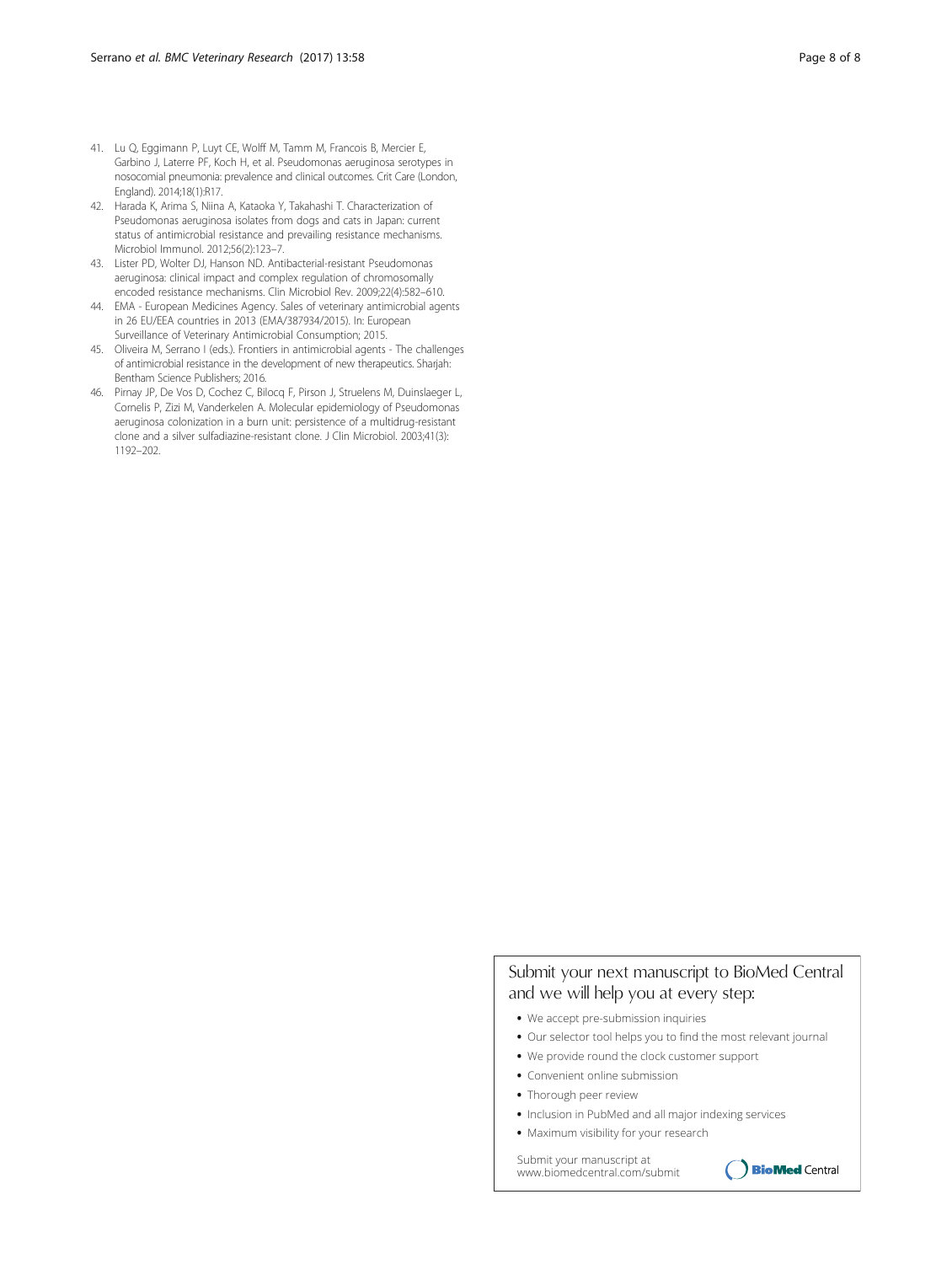41. Lu Q, Eggimann P, Luyt CE, Wolff M, Tamm M, Francois B, Mercier E, Garbino J, Laterre PF, Koch H, et al. Pseudomonas aeruginosa serotypes in nosocomial pneumonia: prevalence and clinical outcomes. Crit Care (London, England). 2014;18(1):R17.
42. Harada K, Arima S, Niina A, Kataoka Y, Takahashi T. Characterization of Pseudomonas aeruginosa isolates from dogs and cats in Japan: current status of antimicrobial resistance and prevailing resistance mechanisms. Microbiol Immunol. 2012;56(2):123–7.
43. Lister PD, Wolter DJ, Hanson ND. Antibacterial-resistant Pseudomonas aeruginosa: clinical impact and complex regulation of chromosomally encoded resistance mechanisms. Clin Microbiol Rev. 2009;22(4):582–610.
44. EMA - European Medicines Agency. Sales of veterinary antimicrobial agents in 26 EU/EEA countries in 2013 (EMA/387934/2015). In: European Surveillance of Veterinary Antimicrobial Consumption; 2015.
45. Oliveira M, Serrano I (eds.). Frontiers in antimicrobial agents - The challenges of antimicrobial resistance in the development of new therapeutics. Sharjah: Bentham Science Publishers; 2016.
46. Pirnay JP, De Vos D, Cochez C, Bilocq F, Pirson J, Struelens M, Duinslaeger L, Cornelis P, Zizi M, Vanderkelen A. Molecular epidemiology of Pseudomonas aeruginosa colonization in a burn unit: persistence of a multidrug-resistant clone and a silver sulfadiazine-resistant clone. J Clin Microbiol. 2003;41(3): 1192–202.

Submit your next manuscript to BioMed Central and we will help you at every step:

- We accept pre-submission inquiries
- Our selector tool helps you to find the most relevant journal
- We provide round the clock customer support
- Convenient online submission
- Thorough peer review
- Inclusion in PubMed and all major indexing services
- Maximum visibility for your research

Submit your manuscript at www.biomedcentral.com/submit

BioMed Central